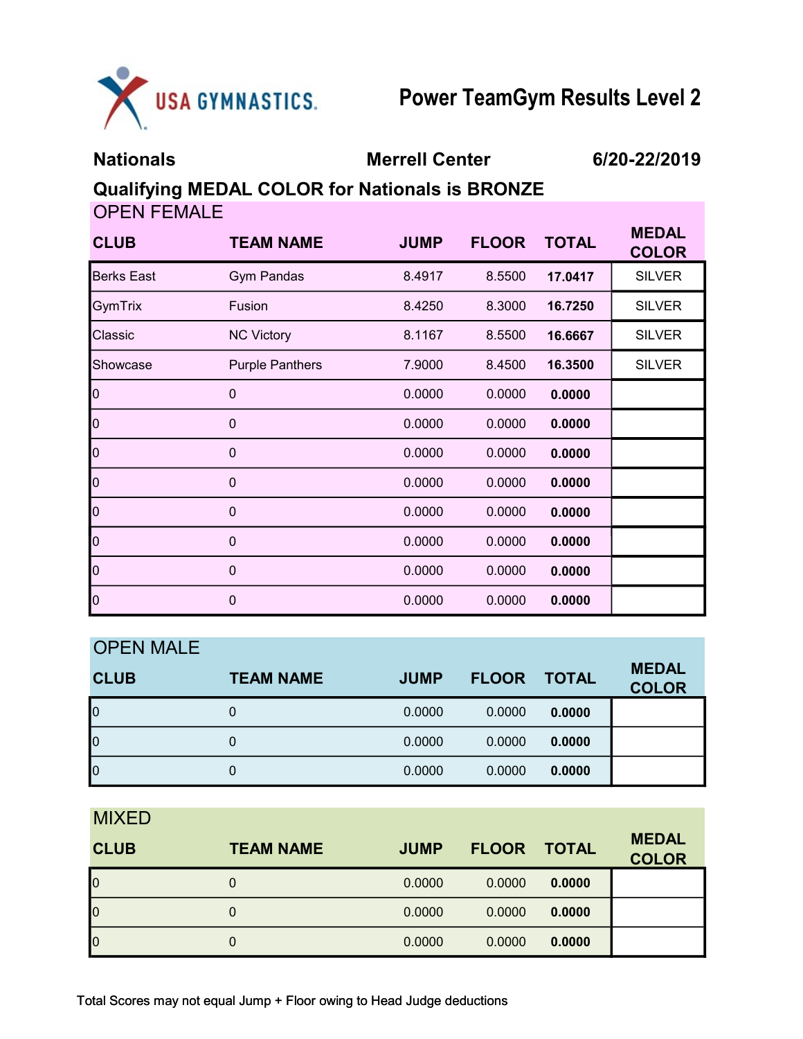USA GYMNASTICS.

# Power TeamGym Results Level 2

**Nationals** | **Merrell Center** | **6/20-22/2019**

**Qualifying MEDAL COLOR for Nationals is BRONZE**

## OPEN FEMALE

| CLUB | TEAM NAME | JUMP | FLOOR | TOTAL | MEDAL COLOR |
|---|---|---|---|---|---|
| Berks East | Gym Pandas | 8.4917 | 8.5500 | **17.0417** | SILVER |
| GymTrix | Fusion | 8.4250 | 8.3000 | **16.7250** | SILVER |
| Classic | NC Victory | 8.1167 | 8.5500 | **16.6667** | SILVER |
| Showcase | Purple Panthers | 7.9000 | 8.4500 | **16.3500** | SILVER |
| 0 | 0 | 0.0000 | 0.0000 | **0.0000** | |
| 0 | 0 | 0.0000 | 0.0000 | **0.0000** | |
| 0 | 0 | 0.0000 | 0.0000 | **0.0000** | |
| 0 | 0 | 0.0000 | 0.0000 | **0.0000** | |
| 0 | 0 | 0.0000 | 0.0000 | **0.0000** | |
| 0 | 0 | 0.0000 | 0.0000 | **0.0000** | |
| 0 | 0 | 0.0000 | 0.0000 | **0.0000** | |
| 0 | 0 | 0.0000 | 0.0000 | **0.0000** | |

## OPEN MALE

| CLUB | TEAM NAME | JUMP | FLOOR | TOTAL | MEDAL COLOR |
|---|---|---|---|---|---|
| 0 | 0 | 0.0000 | 0.0000 | **0.0000** | |
| 0 | 0 | 0.0000 | 0.0000 | **0.0000** | |
| 0 | 0 | 0.0000 | 0.0000 | **0.0000** | |

## MIXED

| CLUB | TEAM NAME | JUMP | FLOOR | TOTAL | MEDAL COLOR |
|---|---|---|---|---|---|
| 0 | 0 | 0.0000 | 0.0000 | **0.0000** | |
| 0 | 0 | 0.0000 | 0.0000 | **0.0000** | |
| 0 | 0 | 0.0000 | 0.0000 | **0.0000** | |

Total Scores may not equal Jump + Floor owing to Head Judge deductions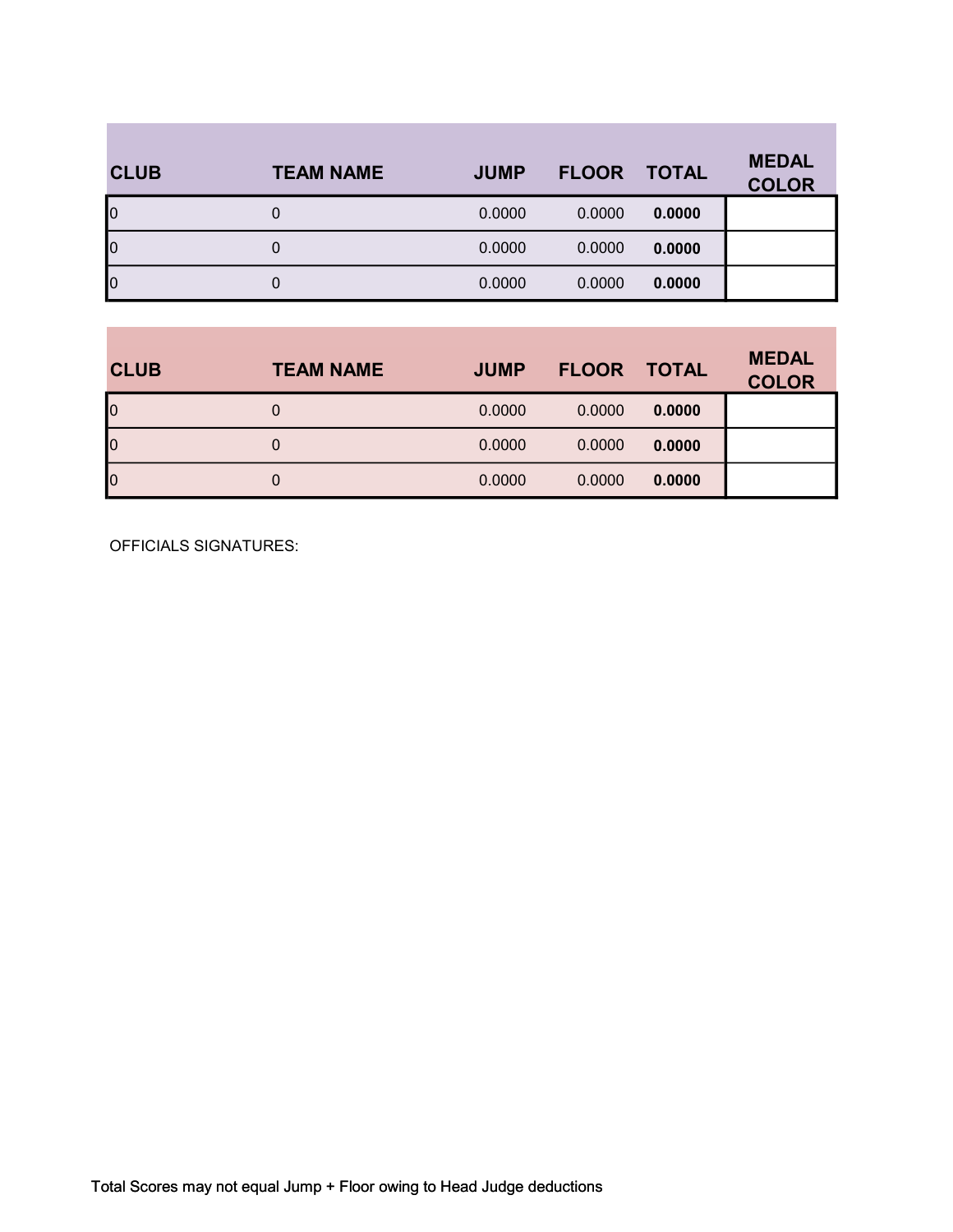| CLUB | TEAM NAME | JUMP | FLOOR | TOTAL | MEDAL COLOR |
| --- | --- | --- | --- | --- | --- |
| 0 | 0 | 0.0000 | 0.0000 | **0.0000** | |
| 0 | 0 | 0.0000 | 0.0000 | **0.0000** | |
| 0 | 0 | 0.0000 | 0.0000 | **0.0000** | |

| CLUB | TEAM NAME | JUMP | FLOOR | TOTAL | MEDAL COLOR |
| --- | --- | --- | --- | --- | --- |
| 0 | 0 | 0.0000 | 0.0000 | **0.0000** | |
| 0 | 0 | 0.0000 | 0.0000 | **0.0000** | |
| 0 | 0 | 0.0000 | 0.0000 | **0.0000** | |

OFFICIALS SIGNATURES:

Total Scores may not equal Jump + Floor owing to Head Judge deductions